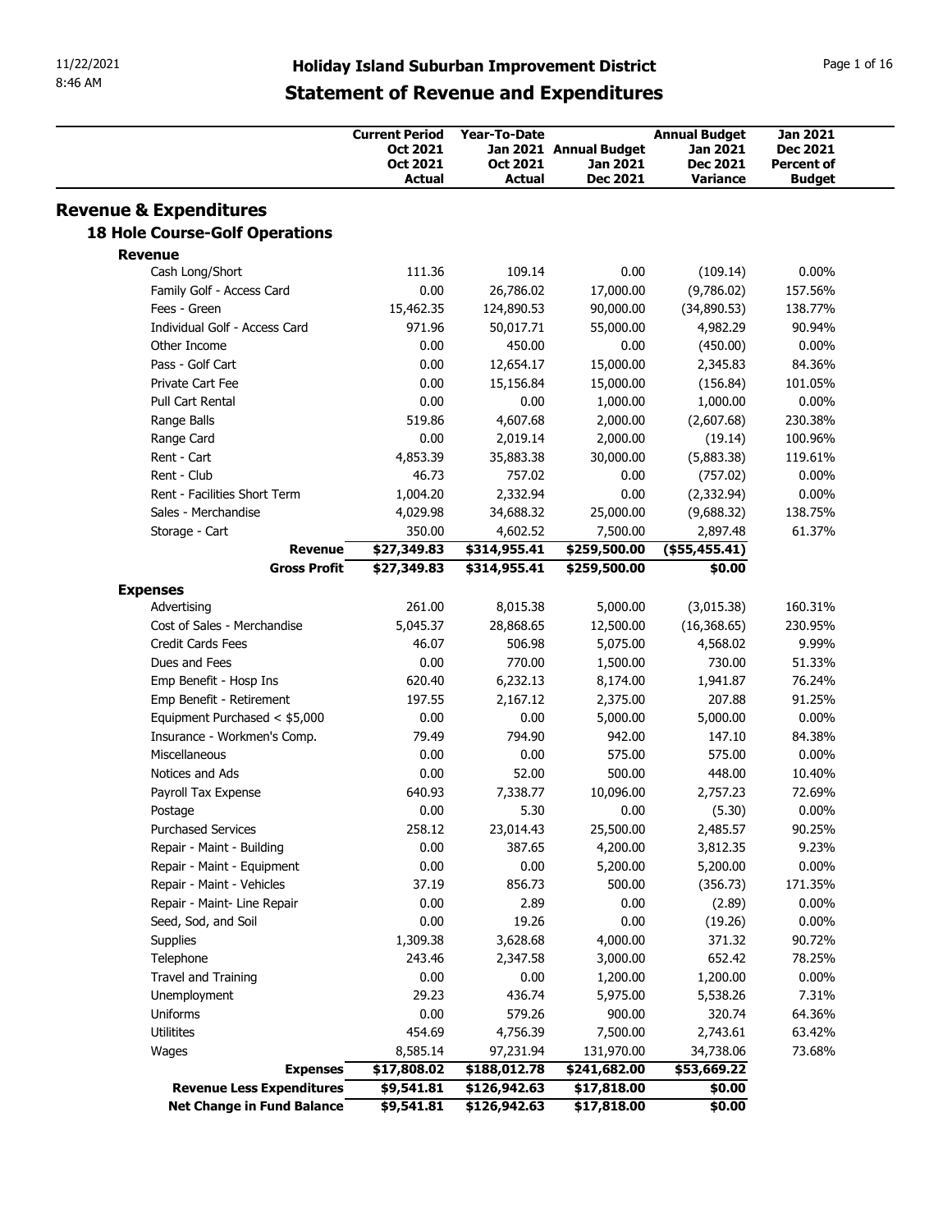11/22/2021
8:46 AM

# Holiday Island Suburban Improvement District

## Statement of Revenue and Expenditures

| | Current Period Oct 2021 Oct 2021 Actual | Year-To-Date Jan 2021 Oct 2021 Actual | Annual Budget Jan 2021 Dec 2021 | Annual Budget Jan 2021 Dec 2021 Variance | Jan 2021 Dec 2021 Percent of Budget |
|---|---|---|---|---|---|
| **Revenue & Expenditures** | | | | | |
| **18 Hole Course-Golf Operations** | | | | | |
| **Revenue** | | | | | |
| Cash Long/Short | 111.36 | 109.14 | 0.00 | (109.14) | 0.00% |
| Family Golf - Access Card | 0.00 | 26,786.02 | 17,000.00 | (9,786.02) | 157.56% |
| Fees - Green | 15,462.35 | 124,890.53 | 90,000.00 | (34,890.53) | 138.77% |
| Individual Golf - Access Card | 971.96 | 50,017.71 | 55,000.00 | 4,982.29 | 90.94% |
| Other Income | 0.00 | 450.00 | 0.00 | (450.00) | 0.00% |
| Pass - Golf Cart | 0.00 | 12,654.17 | 15,000.00 | 2,345.83 | 84.36% |
| Private Cart Fee | 0.00 | 15,156.84 | 15,000.00 | (156.84) | 101.05% |
| Pull Cart Rental | 0.00 | 0.00 | 1,000.00 | 1,000.00 | 0.00% |
| Range Balls | 519.86 | 4,607.68 | 2,000.00 | (2,607.68) | 230.38% |
| Range Card | 0.00 | 2,019.14 | 2,000.00 | (19.14) | 100.96% |
| Rent - Cart | 4,853.39 | 35,883.38 | 30,000.00 | (5,883.38) | 119.61% |
| Rent - Club | 46.73 | 757.02 | 0.00 | (757.02) | 0.00% |
| Rent - Facilities Short Term | 1,004.20 | 2,332.94 | 0.00 | (2,332.94) | 0.00% |
| Sales - Merchandise | 4,029.98 | 34,688.32 | 25,000.00 | (9,688.32) | 138.75% |
| Storage - Cart | 350.00 | 4,602.52 | 7,500.00 | 2,897.48 | 61.37% |
| **Revenue** | **$27,349.83** | **$314,955.41** | **$259,500.00** | **($55,455.41)** | |
| **Gross Profit** | **$27,349.83** | **$314,955.41** | **$259,500.00** | **$0.00** | |
| **Expenses** | | | | | |
| Advertising | 261.00 | 8,015.38 | 5,000.00 | (3,015.38) | 160.31% |
| Cost of Sales - Merchandise | 5,045.37 | 28,868.65 | 12,500.00 | (16,368.65) | 230.95% |
| Credit Cards Fees | 46.07 | 506.98 | 5,075.00 | 4,568.02 | 9.99% |
| Dues and Fees | 0.00 | 770.00 | 1,500.00 | 730.00 | 51.33% |
| Emp Benefit - Hosp Ins | 620.40 | 6,232.13 | 8,174.00 | 1,941.87 | 76.24% |
| Emp Benefit - Retirement | 197.55 | 2,167.12 | 2,375.00 | 207.88 | 91.25% |
| Equipment Purchased < $5,000 | 0.00 | 0.00 | 5,000.00 | 5,000.00 | 0.00% |
| Insurance - Workmen's Comp. | 79.49 | 794.90 | 942.00 | 147.10 | 84.38% |
| Miscellaneous | 0.00 | 0.00 | 575.00 | 575.00 | 0.00% |
| Notices and Ads | 0.00 | 52.00 | 500.00 | 448.00 | 10.40% |
| Payroll Tax Expense | 640.93 | 7,338.77 | 10,096.00 | 2,757.23 | 72.69% |
| Postage | 0.00 | 5.30 | 0.00 | (5.30) | 0.00% |
| Purchased Services | 258.12 | 23,014.43 | 25,500.00 | 2,485.57 | 90.25% |
| Repair - Maint - Building | 0.00 | 387.65 | 4,200.00 | 3,812.35 | 9.23% |
| Repair - Maint - Equipment | 0.00 | 0.00 | 5,200.00 | 5,200.00 | 0.00% |
| Repair - Maint - Vehicles | 37.19 | 856.73 | 500.00 | (356.73) | 171.35% |
| Repair - Maint- Line Repair | 0.00 | 2.89 | 0.00 | (2.89) | 0.00% |
| Seed, Sod, and Soil | 0.00 | 19.26 | 0.00 | (19.26) | 0.00% |
| Supplies | 1,309.38 | 3,628.68 | 4,000.00 | 371.32 | 90.72% |
| Telephone | 243.46 | 2,347.58 | 3,000.00 | 652.42 | 78.25% |
| Travel and Training | 0.00 | 0.00 | 1,200.00 | 1,200.00 | 0.00% |
| Unemployment | 29.23 | 436.74 | 5,975.00 | 5,538.26 | 7.31% |
| Uniforms | 0.00 | 579.26 | 900.00 | 320.74 | 64.36% |
| Utilitites | 454.69 | 4,756.39 | 7,500.00 | 2,743.61 | 63.42% |
| Wages | 8,585.14 | 97,231.94 | 131,970.00 | 34,738.06 | 73.68% |
| **Expenses** | **$17,808.02** | **$188,012.78** | **$241,682.00** | **$53,669.22** | |
| **Revenue Less Expenditures** | **$9,541.81** | **$126,942.63** | **$17,818.00** | **$0.00** | |
| **Net Change in Fund Balance** | **$9,541.81** | **$126,942.63** | **$17,818.00** | **$0.00** | |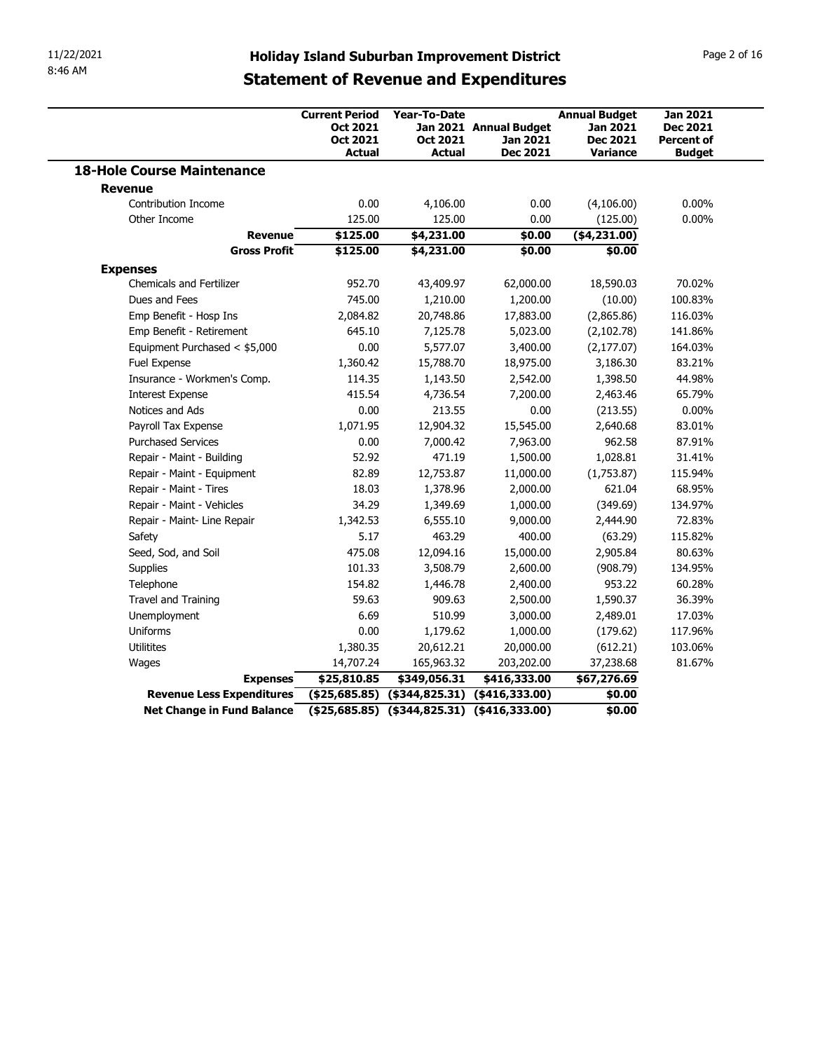# Holiday Island Suburban Improvement District

## Statement of Revenue and Expenditures

| | Current Period Oct 2021 Oct 2021 Actual | Year-To-Date Jan 2021 Oct 2021 Actual | Annual Budget Jan 2021 Dec 2021 | Annual Budget Jan 2021 Dec 2021 Variance | Jan 2021 Dec 2021 Percent of Budget |
|---|---|---|---|---|---|
| **18-Hole Course Maintenance** | | | | | |
| **Revenue** | | | | | |
| Contribution Income | 0.00 | 4,106.00 | 0.00 | (4,106.00) | 0.00% |
| Other Income | 125.00 | 125.00 | 0.00 | (125.00) | 0.00% |
| **Revenue** | **$125.00** | **$4,231.00** | **$0.00** | **($4,231.00)** | |
| **Gross Profit** | **$125.00** | **$4,231.00** | **$0.00** | **$0.00** | |
| **Expenses** | | | | | |
| Chemicals and Fertilizer | 952.70 | 43,409.97 | 62,000.00 | 18,590.03 | 70.02% |
| Dues and Fees | 745.00 | 1,210.00 | 1,200.00 | (10.00) | 100.83% |
| Emp Benefit - Hosp Ins | 2,084.82 | 20,748.86 | 17,883.00 | (2,865.86) | 116.03% |
| Emp Benefit - Retirement | 645.10 | 7,125.78 | 5,023.00 | (2,102.78) | 141.86% |
| Equipment Purchased < $5,000 | 0.00 | 5,577.07 | 3,400.00 | (2,177.07) | 164.03% |
| Fuel Expense | 1,360.42 | 15,788.70 | 18,975.00 | 3,186.30 | 83.21% |
| Insurance - Workmen's Comp. | 114.35 | 1,143.50 | 2,542.00 | 1,398.50 | 44.98% |
| Interest Expense | 415.54 | 4,736.54 | 7,200.00 | 2,463.46 | 65.79% |
| Notices and Ads | 0.00 | 213.55 | 0.00 | (213.55) | 0.00% |
| Payroll Tax Expense | 1,071.95 | 12,904.32 | 15,545.00 | 2,640.68 | 83.01% |
| Purchased Services | 0.00 | 7,000.42 | 7,963.00 | 962.58 | 87.91% |
| Repair - Maint - Building | 52.92 | 471.19 | 1,500.00 | 1,028.81 | 31.41% |
| Repair - Maint - Equipment | 82.89 | 12,753.87 | 11,000.00 | (1,753.87) | 115.94% |
| Repair - Maint - Tires | 18.03 | 1,378.96 | 2,000.00 | 621.04 | 68.95% |
| Repair - Maint - Vehicles | 34.29 | 1,349.69 | 1,000.00 | (349.69) | 134.97% |
| Repair - Maint- Line Repair | 1,342.53 | 6,555.10 | 9,000.00 | 2,444.90 | 72.83% |
| Safety | 5.17 | 463.29 | 400.00 | (63.29) | 115.82% |
| Seed, Sod, and Soil | 475.08 | 12,094.16 | 15,000.00 | 2,905.84 | 80.63% |
| Supplies | 101.33 | 3,508.79 | 2,600.00 | (908.79) | 134.95% |
| Telephone | 154.82 | 1,446.78 | 2,400.00 | 953.22 | 60.28% |
| Travel and Training | 59.63 | 909.63 | 2,500.00 | 1,590.37 | 36.39% |
| Unemployment | 6.69 | 510.99 | 3,000.00 | 2,489.01 | 17.03% |
| Uniforms | 0.00 | 1,179.62 | 1,000.00 | (179.62) | 117.96% |
| Utilitites | 1,380.35 | 20,612.21 | 20,000.00 | (612.21) | 103.06% |
| Wages | 14,707.24 | 165,963.32 | 203,202.00 | 37,238.68 | 81.67% |
| **Expenses** | **$25,810.85** | **$349,056.31** | **$416,333.00** | **$67,276.69** | |
| **Revenue Less Expenditures** | **($25,685.85)** | **($344,825.31)** | **($416,333.00)** | **$0.00** | |
| **Net Change in Fund Balance** | **($25,685.85)** | **($344,825.31)** | **($416,333.00)** | **$0.00** | |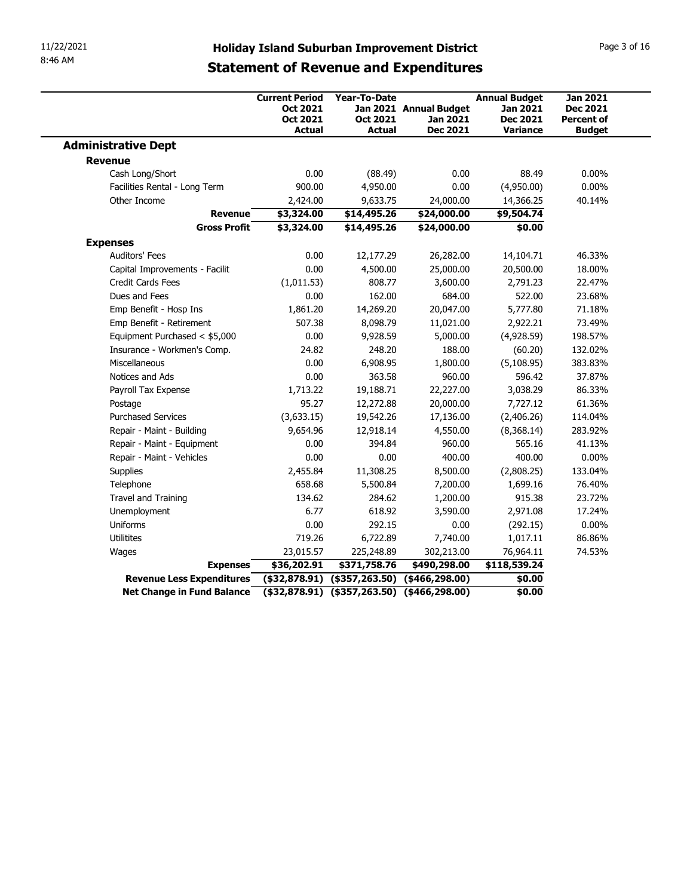# Holiday Island Suburban Improvement District

## Statement of Revenue and Expenditures

| | Current Period Oct 2021 Oct 2021 Actual | Year-To-Date Jan 2021 Oct 2021 Actual | Annual Budget Jan 2021 Dec 2021 | Annual Budget Jan 2021 Dec 2021 Variance | Jan 2021 Dec 2021 Percent of Budget |
|---|---|---|---|---|---|
| **Administrative Dept** | | | | | |
| **Revenue** | | | | | |
| Cash Long/Short | 0.00 | (88.49) | 0.00 | 88.49 | 0.00% |
| Facilities Rental - Long Term | 900.00 | 4,950.00 | 0.00 | (4,950.00) | 0.00% |
| Other Income | 2,424.00 | 9,633.75 | 24,000.00 | 14,366.25 | 40.14% |
| **Revenue** | **$3,324.00** | **$14,495.26** | **$24,000.00** | **$9,504.74** | |
| **Gross Profit** | **$3,324.00** | **$14,495.26** | **$24,000.00** | **$0.00** | |
| **Expenses** | | | | | |
| Auditors' Fees | 0.00 | 12,177.29 | 26,282.00 | 14,104.71 | 46.33% |
| Capital Improvements - Facilit | 0.00 | 4,500.00 | 25,000.00 | 20,500.00 | 18.00% |
| Credit Cards Fees | (1,011.53) | 808.77 | 3,600.00 | 2,791.23 | 22.47% |
| Dues and Fees | 0.00 | 162.00 | 684.00 | 522.00 | 23.68% |
| Emp Benefit - Hosp Ins | 1,861.20 | 14,269.20 | 20,047.00 | 5,777.80 | 71.18% |
| Emp Benefit - Retirement | 507.38 | 8,098.79 | 11,021.00 | 2,922.21 | 73.49% |
| Equipment Purchased < $5,000 | 0.00 | 9,928.59 | 5,000.00 | (4,928.59) | 198.57% |
| Insurance - Workmen's Comp. | 24.82 | 248.20 | 188.00 | (60.20) | 132.02% |
| Miscellaneous | 0.00 | 6,908.95 | 1,800.00 | (5,108.95) | 383.83% |
| Notices and Ads | 0.00 | 363.58 | 960.00 | 596.42 | 37.87% |
| Payroll Tax Expense | 1,713.22 | 19,188.71 | 22,227.00 | 3,038.29 | 86.33% |
| Postage | 95.27 | 12,272.88 | 20,000.00 | 7,727.12 | 61.36% |
| Purchased Services | (3,633.15) | 19,542.26 | 17,136.00 | (2,406.26) | 114.04% |
| Repair - Maint - Building | 9,654.96 | 12,918.14 | 4,550.00 | (8,368.14) | 283.92% |
| Repair - Maint - Equipment | 0.00 | 394.84 | 960.00 | 565.16 | 41.13% |
| Repair - Maint - Vehicles | 0.00 | 0.00 | 400.00 | 400.00 | 0.00% |
| Supplies | 2,455.84 | 11,308.25 | 8,500.00 | (2,808.25) | 133.04% |
| Telephone | 658.68 | 5,500.84 | 7,200.00 | 1,699.16 | 76.40% |
| Travel and Training | 134.62 | 284.62 | 1,200.00 | 915.38 | 23.72% |
| Unemployment | 6.77 | 618.92 | 3,590.00 | 2,971.08 | 17.24% |
| Uniforms | 0.00 | 292.15 | 0.00 | (292.15) | 0.00% |
| Utilitites | 719.26 | 6,722.89 | 7,740.00 | 1,017.11 | 86.86% |
| Wages | 23,015.57 | 225,248.89 | 302,213.00 | 76,964.11 | 74.53% |
| **Expenses** | **$36,202.91** | **$371,758.76** | **$490,298.00** | **$118,539.24** | |
| **Revenue Less Expenditures** | **($32,878.91)** | **($357,263.50)** | **($466,298.00)** | **$0.00** | |
| **Net Change in Fund Balance** | **($32,878.91)** | **($357,263.50)** | **($466,298.00)** | **$0.00** | |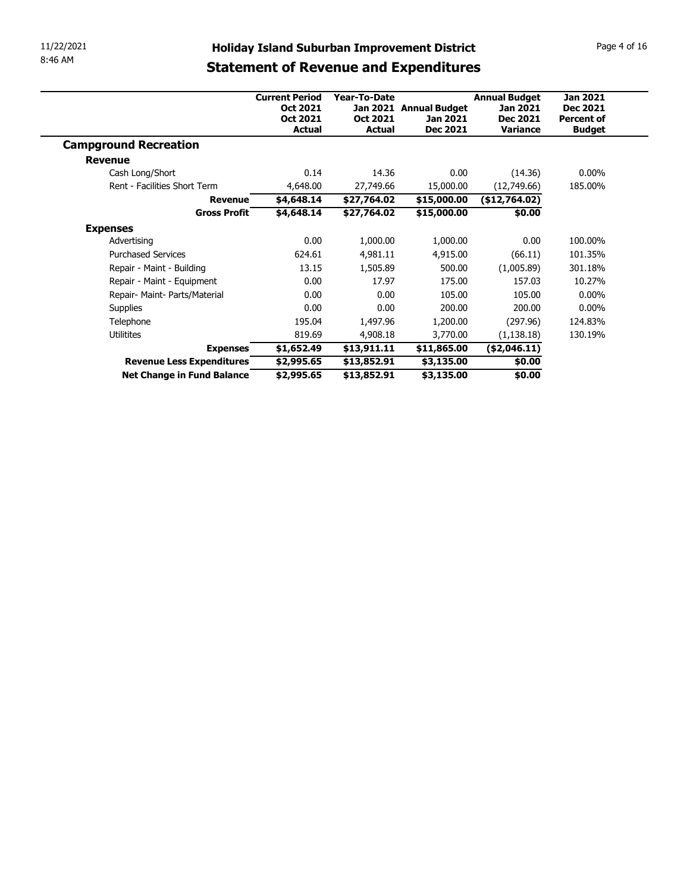11/22/2021
8:46 AM

# Holiday Island Suburban Improvement District

## Statement of Revenue and Expenditures

| | Current Period Oct 2021 Oct 2021 Actual | Year-To-Date Jan 2021 Oct 2021 Actual | Annual Budget Jan 2021 Dec 2021 | Annual Budget Jan 2021 Dec 2021 Variance | Jan 2021 Dec 2021 Percent of Budget |
|---|---|---|---|---|---|
| **Campground Recreation** | | | | | |
| **Revenue** | | | | | |
| Cash Long/Short | 0.14 | 14.36 | 0.00 | (14.36) | 0.00% |
| Rent - Facilities Short Term | 4,648.00 | 27,749.66 | 15,000.00 | (12,749.66) | 185.00% |
| **Revenue** | **$4,648.14** | **$27,764.02** | **$15,000.00** | **($12,764.02)** | |
| **Gross Profit** | **$4,648.14** | **$27,764.02** | **$15,000.00** | **$0.00** | |
| **Expenses** | | | | | |
| Advertising | 0.00 | 1,000.00 | 1,000.00 | 0.00 | 100.00% |
| Purchased Services | 624.61 | 4,981.11 | 4,915.00 | (66.11) | 101.35% |
| Repair - Maint - Building | 13.15 | 1,505.89 | 500.00 | (1,005.89) | 301.18% |
| Repair - Maint - Equipment | 0.00 | 17.97 | 175.00 | 157.03 | 10.27% |
| Repair- Maint- Parts/Material | 0.00 | 0.00 | 105.00 | 105.00 | 0.00% |
| Supplies | 0.00 | 0.00 | 200.00 | 200.00 | 0.00% |
| Telephone | 195.04 | 1,497.96 | 1,200.00 | (297.96) | 124.83% |
| Utilitites | 819.69 | 4,908.18 | 3,770.00 | (1,138.18) | 130.19% |
| **Expenses** | **$1,652.49** | **$13,911.11** | **$11,865.00** | **($2,046.11)** | |
| **Revenue Less Expenditures** | **$2,995.65** | **$13,852.91** | **$3,135.00** | **$0.00** | |
| **Net Change in Fund Balance** | **$2,995.65** | **$13,852.91** | **$3,135.00** | **$0.00** | |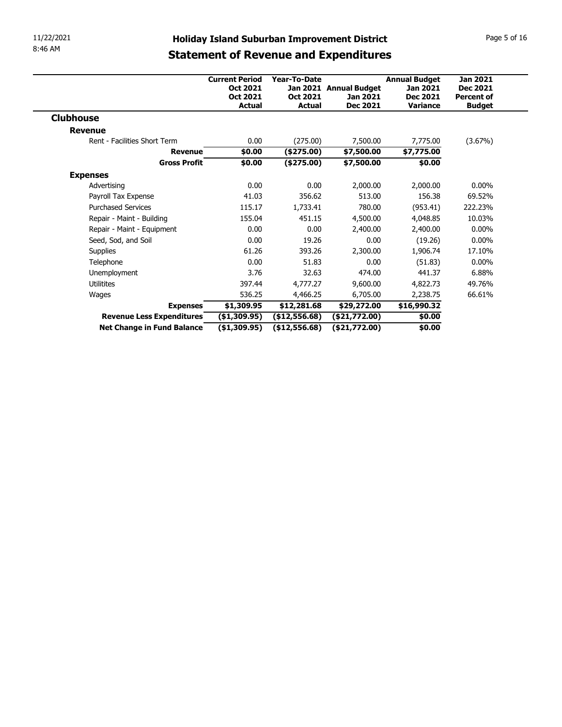# Holiday Island Suburban Improvement District

## Statement of Revenue and Expenditures

| | Current Period Oct 2021 Oct 2021 Actual | Year-To-Date Jan 2021 Oct 2021 Actual | Annual Budget Jan 2021 Dec 2021 | Annual Budget Jan 2021 Dec 2021 Variance | Jan 2021 Dec 2021 Percent of Budget |
|---|---|---|---|---|---|
| **Clubhouse** | | | | | |
| **Revenue** | | | | | |
| Rent - Facilities Short Term | 0.00 | (275.00) | 7,500.00 | 7,775.00 | (3.67%) |
| **Revenue** | **$0.00** | **($275.00)** | **$7,500.00** | **$7,775.00** | |
| **Gross Profit** | **$0.00** | **($275.00)** | **$7,500.00** | **$0.00** | |
| **Expenses** | | | | | |
| Advertising | 0.00 | 0.00 | 2,000.00 | 2,000.00 | 0.00% |
| Payroll Tax Expense | 41.03 | 356.62 | 513.00 | 156.38 | 69.52% |
| Purchased Services | 115.17 | 1,733.41 | 780.00 | (953.41) | 222.23% |
| Repair - Maint - Building | 155.04 | 451.15 | 4,500.00 | 4,048.85 | 10.03% |
| Repair - Maint - Equipment | 0.00 | 0.00 | 2,400.00 | 2,400.00 | 0.00% |
| Seed, Sod, and Soil | 0.00 | 19.26 | 0.00 | (19.26) | 0.00% |
| Supplies | 61.26 | 393.26 | 2,300.00 | 1,906.74 | 17.10% |
| Telephone | 0.00 | 51.83 | 0.00 | (51.83) | 0.00% |
| Unemployment | 3.76 | 32.63 | 474.00 | 441.37 | 6.88% |
| Utilitites | 397.44 | 4,777.27 | 9,600.00 | 4,822.73 | 49.76% |
| Wages | 536.25 | 4,466.25 | 6,705.00 | 2,238.75 | 66.61% |
| **Expenses** | **$1,309.95** | **$12,281.68** | **$29,272.00** | **$16,990.32** | |
| **Revenue Less Expenditures** | **($1,309.95)** | **($12,556.68)** | **($21,772.00)** | **$0.00** | |
| **Net Change in Fund Balance** | **($1,309.95)** | **($12,556.68)** | **($21,772.00)** | **$0.00** | |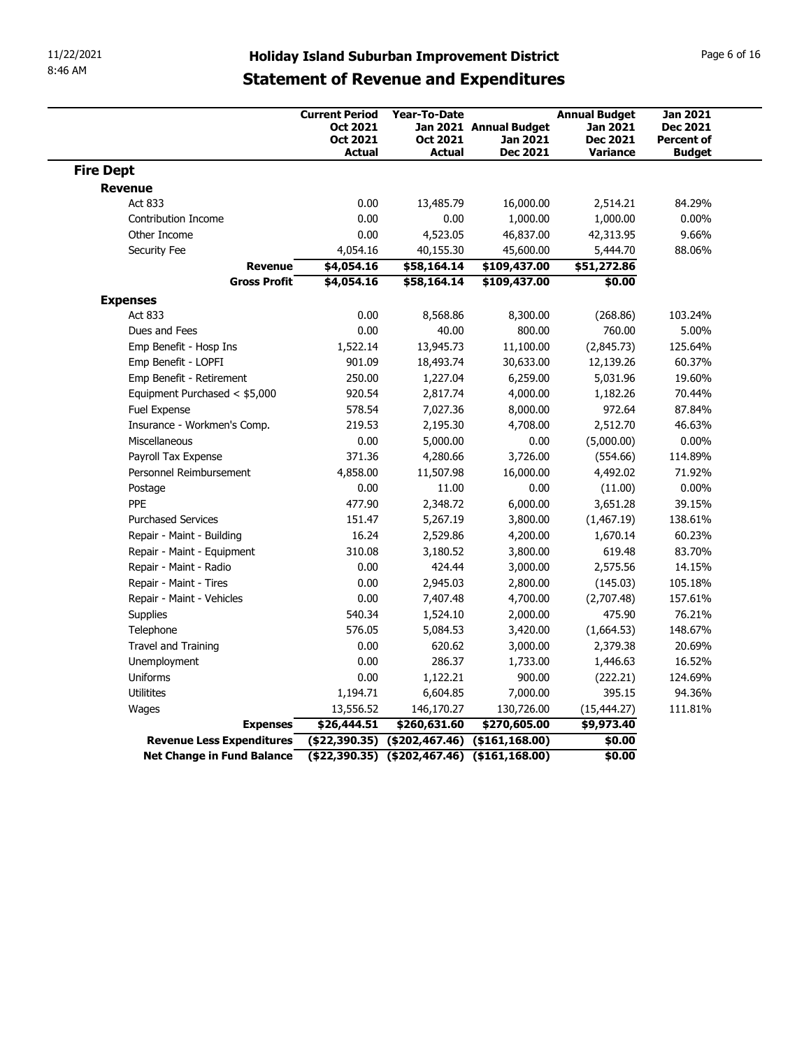11/22/2021
8:46 AM

# Holiday Island Suburban Improvement District

## Statement of Revenue and Expenditures

| | Current Period Oct 2021 Oct 2021 Actual | Year-To-Date Jan 2021 Oct 2021 Actual | Annual Budget Jan 2021 Dec 2021 | Annual Budget Jan 2021 Dec 2021 Variance | Jan 2021 Dec 2021 Percent of Budget |
|---|---|---|---|---|---|
| **Fire Dept** | | | | | |
| **Revenue** | | | | | |
| Act 833 | 0.00 | 13,485.79 | 16,000.00 | 2,514.21 | 84.29% |
| Contribution Income | 0.00 | 0.00 | 1,000.00 | 1,000.00 | 0.00% |
| Other Income | 0.00 | 4,523.05 | 46,837.00 | 42,313.95 | 9.66% |
| Security Fee | 4,054.16 | 40,155.30 | 45,600.00 | 5,444.70 | 88.06% |
| **Revenue** | **$4,054.16** | **$58,164.14** | **$109,437.00** | **$51,272.86** | |
| **Gross Profit** | **$4,054.16** | **$58,164.14** | **$109,437.00** | **$0.00** | |
| **Expenses** | | | | | |
| Act 833 | 0.00 | 8,568.86 | 8,300.00 | (268.86) | 103.24% |
| Dues and Fees | 0.00 | 40.00 | 800.00 | 760.00 | 5.00% |
| Emp Benefit - Hosp Ins | 1,522.14 | 13,945.73 | 11,100.00 | (2,845.73) | 125.64% |
| Emp Benefit - LOPFI | 901.09 | 18,493.74 | 30,633.00 | 12,139.26 | 60.37% |
| Emp Benefit - Retirement | 250.00 | 1,227.04 | 6,259.00 | 5,031.96 | 19.60% |
| Equipment Purchased < $5,000 | 920.54 | 2,817.74 | 4,000.00 | 1,182.26 | 70.44% |
| Fuel Expense | 578.54 | 7,027.36 | 8,000.00 | 972.64 | 87.84% |
| Insurance - Workmen's Comp. | 219.53 | 2,195.30 | 4,708.00 | 2,512.70 | 46.63% |
| Miscellaneous | 0.00 | 5,000.00 | 0.00 | (5,000.00) | 0.00% |
| Payroll Tax Expense | 371.36 | 4,280.66 | 3,726.00 | (554.66) | 114.89% |
| Personnel Reimbursement | 4,858.00 | 11,507.98 | 16,000.00 | 4,492.02 | 71.92% |
| Postage | 0.00 | 11.00 | 0.00 | (11.00) | 0.00% |
| PPE | 477.90 | 2,348.72 | 6,000.00 | 3,651.28 | 39.15% |
| Purchased Services | 151.47 | 5,267.19 | 3,800.00 | (1,467.19) | 138.61% |
| Repair - Maint - Building | 16.24 | 2,529.86 | 4,200.00 | 1,670.14 | 60.23% |
| Repair - Maint - Equipment | 310.08 | 3,180.52 | 3,800.00 | 619.48 | 83.70% |
| Repair - Maint - Radio | 0.00 | 424.44 | 3,000.00 | 2,575.56 | 14.15% |
| Repair - Maint - Tires | 0.00 | 2,945.03 | 2,800.00 | (145.03) | 105.18% |
| Repair - Maint - Vehicles | 0.00 | 7,407.48 | 4,700.00 | (2,707.48) | 157.61% |
| Supplies | 540.34 | 1,524.10 | 2,000.00 | 475.90 | 76.21% |
| Telephone | 576.05 | 5,084.53 | 3,420.00 | (1,664.53) | 148.67% |
| Travel and Training | 0.00 | 620.62 | 3,000.00 | 2,379.38 | 20.69% |
| Unemployment | 0.00 | 286.37 | 1,733.00 | 1,446.63 | 16.52% |
| Uniforms | 0.00 | 1,122.21 | 900.00 | (222.21) | 124.69% |
| Utilitites | 1,194.71 | 6,604.85 | 7,000.00 | 395.15 | 94.36% |
| Wages | 13,556.52 | 146,170.27 | 130,726.00 | (15,444.27) | 111.81% |
| **Expenses** | **$26,444.51** | **$260,631.60** | **$270,605.00** | **$9,973.40** | |
| **Revenue Less Expenditures** | **($22,390.35)** | **($202,467.46)** | **($161,168.00)** | **$0.00** | |
| **Net Change in Fund Balance** | **($22,390.35)** | **($202,467.46)** | **($161,168.00)** | **$0.00** | |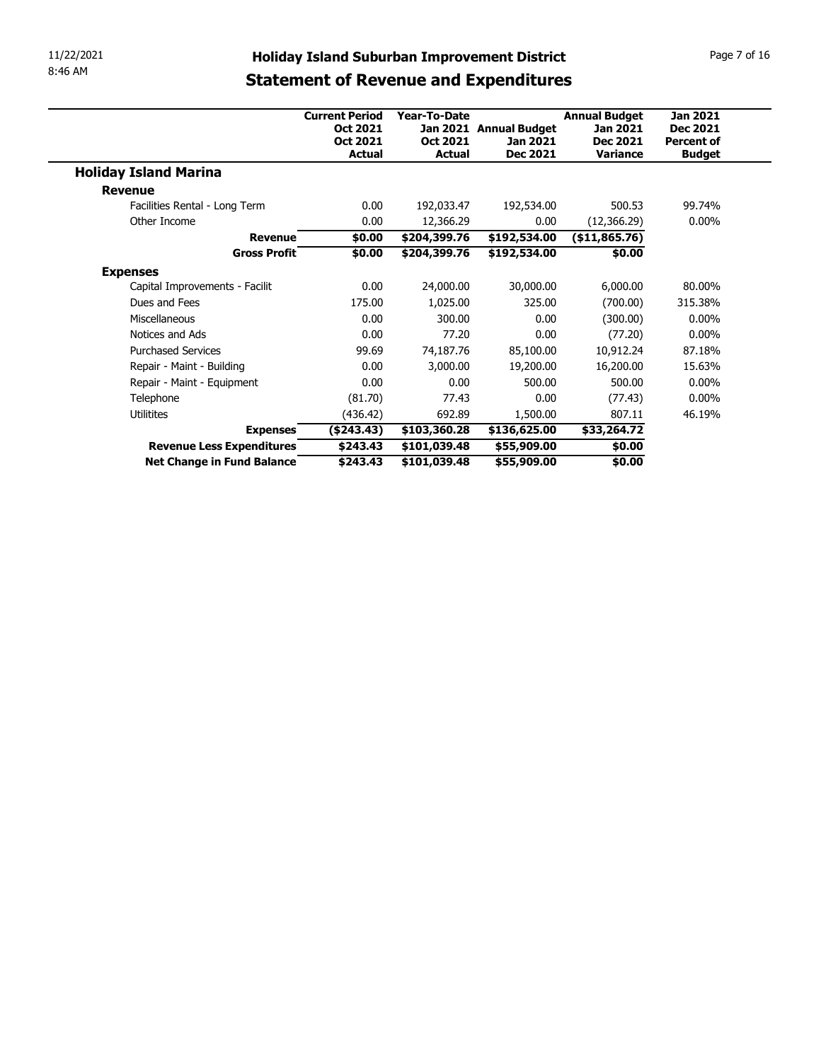# Holiday Island Suburban Improvement District

## Statement of Revenue and Expenditures

| | Current Period Oct 2021 Oct 2021 Actual | Year-To-Date Jan 2021 Oct 2021 Actual | Annual Budget Jan 2021 Dec 2021 | Annual Budget Jan 2021 Dec 2021 Variance | Jan 2021 Dec 2021 Percent of Budget |
|---|---|---|---|---|---|
| **Holiday Island Marina** | | | | | |
| **Revenue** | | | | | |
| Facilities Rental - Long Term | 0.00 | 192,033.47 | 192,534.00 | 500.53 | 99.74% |
| Other Income | 0.00 | 12,366.29 | 0.00 | (12,366.29) | 0.00% |
| **Revenue** | **$0.00** | **$204,399.76** | **$192,534.00** | **($11,865.76)** | |
| **Gross Profit** | **$0.00** | **$204,399.76** | **$192,534.00** | **$0.00** | |
| **Expenses** | | | | | |
| Capital Improvements - Facilit | 0.00 | 24,000.00 | 30,000.00 | 6,000.00 | 80.00% |
| Dues and Fees | 175.00 | 1,025.00 | 325.00 | (700.00) | 315.38% |
| Miscellaneous | 0.00 | 300.00 | 0.00 | (300.00) | 0.00% |
| Notices and Ads | 0.00 | 77.20 | 0.00 | (77.20) | 0.00% |
| Purchased Services | 99.69 | 74,187.76 | 85,100.00 | 10,912.24 | 87.18% |
| Repair - Maint - Building | 0.00 | 3,000.00 | 19,200.00 | 16,200.00 | 15.63% |
| Repair - Maint - Equipment | 0.00 | 0.00 | 500.00 | 500.00 | 0.00% |
| Telephone | (81.70) | 77.43 | 0.00 | (77.43) | 0.00% |
| Utilitites | (436.42) | 692.89 | 1,500.00 | 807.11 | 46.19% |
| **Expenses** | **($243.43)** | **$103,360.28** | **$136,625.00** | **$33,264.72** | |
| **Revenue Less Expenditures** | **$243.43** | **$101,039.48** | **$55,909.00** | **$0.00** | |
| **Net Change in Fund Balance** | **$243.43** | **$101,039.48** | **$55,909.00** | **$0.00** | |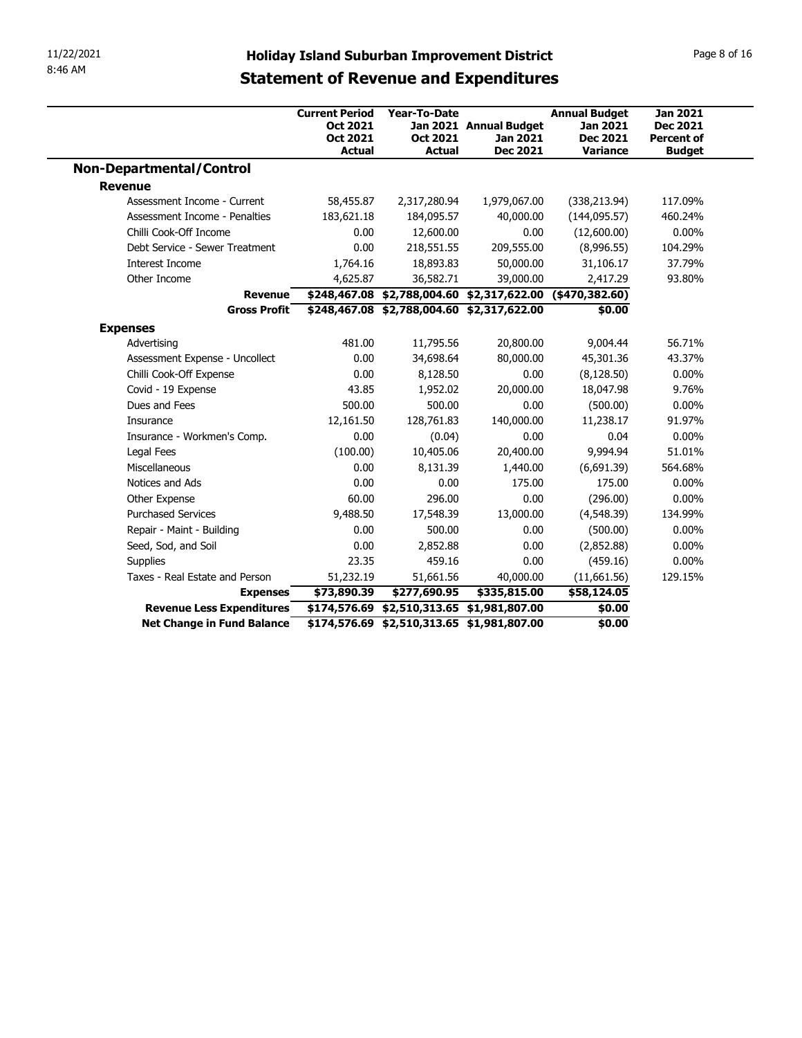## Holiday Island Suburban Improvement District

## Statement of Revenue and Expenditures

| | Current Period Oct 2021 Oct 2021 Actual | Year-To-Date Jan 2021 Oct 2021 Actual | Annual Budget Jan 2021 Dec 2021 | Annual Budget Jan 2021 Dec 2021 Variance | Jan 2021 Dec 2021 Percent of Budget |
|---|---|---|---|---|---|
| **Non-Departmental/Control** | | | | | |
| **Revenue** | | | | | |
| Assessment Income - Current | 58,455.87 | 2,317,280.94 | 1,979,067.00 | (338,213.94) | 117.09% |
| Assessment Income - Penalties | 183,621.18 | 184,095.57 | 40,000.00 | (144,095.57) | 460.24% |
| Chilli Cook-Off Income | 0.00 | 12,600.00 | 0.00 | (12,600.00) | 0.00% |
| Debt Service - Sewer Treatment | 0.00 | 218,551.55 | 209,555.00 | (8,996.55) | 104.29% |
| Interest Income | 1,764.16 | 18,893.83 | 50,000.00 | 31,106.17 | 37.79% |
| Other Income | 4,625.87 | 36,582.71 | 39,000.00 | 2,417.29 | 93.80% |
| **Revenue** | **$248,467.08** | **$2,788,004.60** | **$2,317,622.00** | **($470,382.60)** | |
| **Gross Profit** | **$248,467.08** | **$2,788,004.60** | **$2,317,622.00** | **$0.00** | |
| **Expenses** | | | | | |
| Advertising | 481.00 | 11,795.56 | 20,800.00 | 9,004.44 | 56.71% |
| Assessment Expense - Uncollect | 0.00 | 34,698.64 | 80,000.00 | 45,301.36 | 43.37% |
| Chilli Cook-Off Expense | 0.00 | 8,128.50 | 0.00 | (8,128.50) | 0.00% |
| Covid - 19 Expense | 43.85 | 1,952.02 | 20,000.00 | 18,047.98 | 9.76% |
| Dues and Fees | 500.00 | 500.00 | 0.00 | (500.00) | 0.00% |
| Insurance | 12,161.50 | 128,761.83 | 140,000.00 | 11,238.17 | 91.97% |
| Insurance - Workmen's Comp. | 0.00 | (0.04) | 0.00 | 0.04 | 0.00% |
| Legal Fees | (100.00) | 10,405.06 | 20,400.00 | 9,994.94 | 51.01% |
| Miscellaneous | 0.00 | 8,131.39 | 1,440.00 | (6,691.39) | 564.68% |
| Notices and Ads | 0.00 | 0.00 | 175.00 | 175.00 | 0.00% |
| Other Expense | 60.00 | 296.00 | 0.00 | (296.00) | 0.00% |
| Purchased Services | 9,488.50 | 17,548.39 | 13,000.00 | (4,548.39) | 134.99% |
| Repair - Maint - Building | 0.00 | 500.00 | 0.00 | (500.00) | 0.00% |
| Seed, Sod, and Soil | 0.00 | 2,852.88 | 0.00 | (2,852.88) | 0.00% |
| Supplies | 23.35 | 459.16 | 0.00 | (459.16) | 0.00% |
| Taxes - Real Estate and Person | 51,232.19 | 51,661.56 | 40,000.00 | (11,661.56) | 129.15% |
| **Expenses** | **$73,890.39** | **$277,690.95** | **$335,815.00** | **$58,124.05** | |
| **Revenue Less Expenditures** | **$174,576.69** | **$2,510,313.65** | **$1,981,807.00** | **$0.00** | |
| **Net Change in Fund Balance** | **$174,576.69** | **$2,510,313.65** | **$1,981,807.00** | **$0.00** | |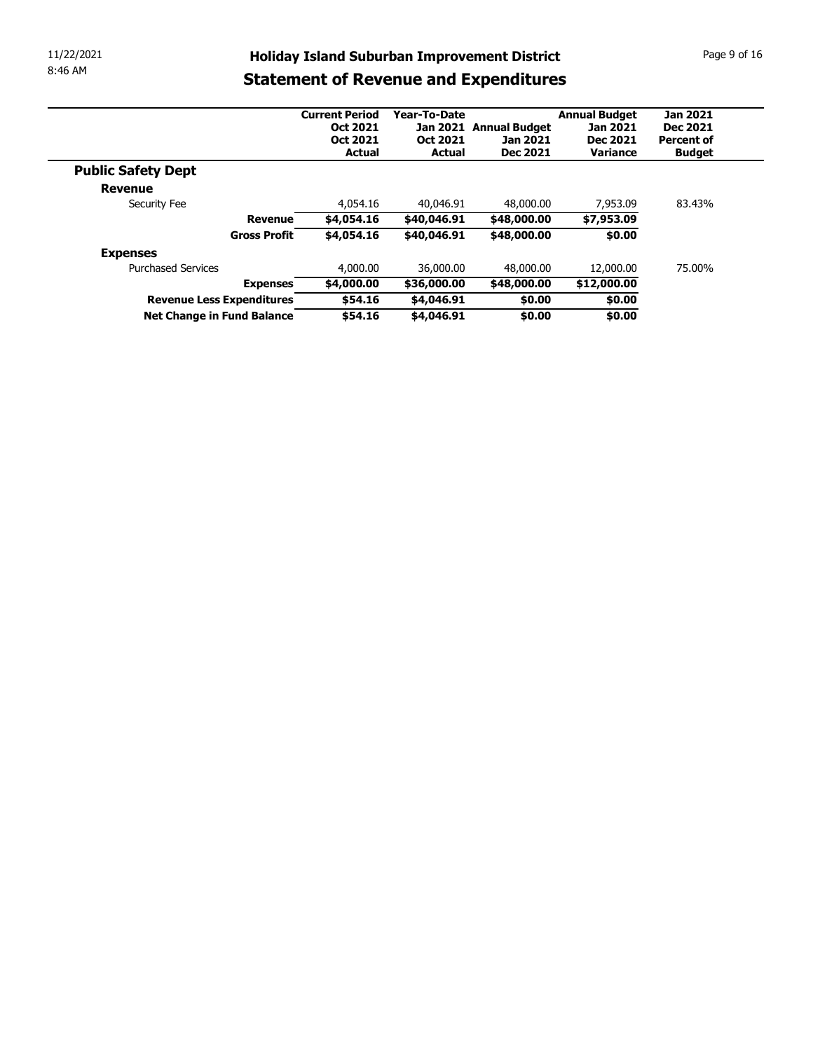# Holiday Island Suburban Improvement District

## Statement of Revenue and Expenditures

| | Current Period Oct 2021 Oct 2021 Actual | Year-To-Date Jan 2021 Oct 2021 Actual | Annual Budget Jan 2021 Dec 2021 | Annual Budget Jan 2021 Dec 2021 Variance | Jan 2021 Dec 2021 Percent of Budget |
|---|---|---|---|---|---|
| **Public Safety Dept** | | | | | |
| **Revenue** | | | | | |
| Security Fee | 4,054.16 | 40,046.91 | 48,000.00 | 7,953.09 | 83.43% |
| **Revenue** | **$4,054.16** | **$40,046.91** | **$48,000.00** | **$7,953.09** | |
| **Gross Profit** | **$4,054.16** | **$40,046.91** | **$48,000.00** | **$0.00** | |
| **Expenses** | | | | | |
| Purchased Services | 4,000.00 | 36,000.00 | 48,000.00 | 12,000.00 | 75.00% |
| **Expenses** | **$4,000.00** | **$36,000.00** | **$48,000.00** | **$12,000.00** | |
| **Revenue Less Expenditures** | **$54.16** | **$4,046.91** | **$0.00** | **$0.00** | |
| **Net Change in Fund Balance** | **$54.16** | **$4,046.91** | **$0.00** | **$0.00** | |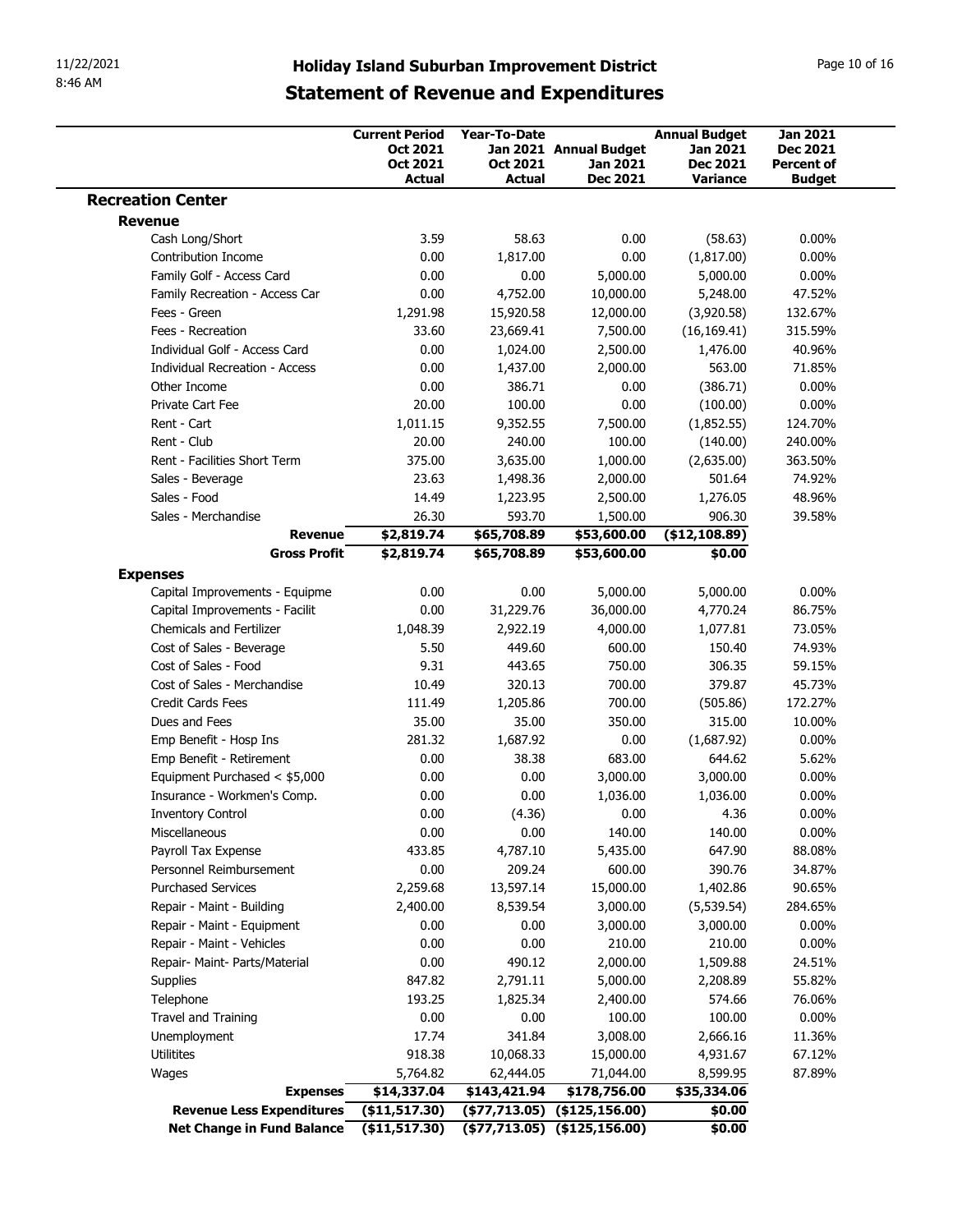11/22/2021
8:46 AM

# Holiday Island Suburban Improvement District

## Statement of Revenue and Expenditures

| | Current Period Oct 2021 Oct 2021 Actual | Year-To-Date Jan 2021 Oct 2021 Actual | Annual Budget Jan 2021 Dec 2021 | Annual Budget Jan 2021 Dec 2021 Variance | Jan 2021 Dec 2021 Percent of Budget |
|---|---|---|---|---|---|
| **Recreation Center** | | | | | |
| **Revenue** | | | | | |
| Cash Long/Short | 3.59 | 58.63 | 0.00 | (58.63) | 0.00% |
| Contribution Income | 0.00 | 1,817.00 | 0.00 | (1,817.00) | 0.00% |
| Family Golf - Access Card | 0.00 | 0.00 | 5,000.00 | 5,000.00 | 0.00% |
| Family Recreation - Access Car | 0.00 | 4,752.00 | 10,000.00 | 5,248.00 | 47.52% |
| Fees - Green | 1,291.98 | 15,920.58 | 12,000.00 | (3,920.58) | 132.67% |
| Fees - Recreation | 33.60 | 23,669.41 | 7,500.00 | (16,169.41) | 315.59% |
| Individual Golf - Access Card | 0.00 | 1,024.00 | 2,500.00 | 1,476.00 | 40.96% |
| Individual Recreation - Access | 0.00 | 1,437.00 | 2,000.00 | 563.00 | 71.85% |
| Other Income | 0.00 | 386.71 | 0.00 | (386.71) | 0.00% |
| Private Cart Fee | 20.00 | 100.00 | 0.00 | (100.00) | 0.00% |
| Rent - Cart | 1,011.15 | 9,352.55 | 7,500.00 | (1,852.55) | 124.70% |
| Rent - Club | 20.00 | 240.00 | 100.00 | (140.00) | 240.00% |
| Rent - Facilities Short Term | 375.00 | 3,635.00 | 1,000.00 | (2,635.00) | 363.50% |
| Sales - Beverage | 23.63 | 1,498.36 | 2,000.00 | 501.64 | 74.92% |
| Sales - Food | 14.49 | 1,223.95 | 2,500.00 | 1,276.05 | 48.96% |
| Sales - Merchandise | 26.30 | 593.70 | 1,500.00 | 906.30 | 39.58% |
| **Revenue** | **$2,819.74** | **$65,708.89** | **$53,600.00** | **($12,108.89)** | |
| **Gross Profit** | **$2,819.74** | **$65,708.89** | **$53,600.00** | **$0.00** | |
| **Expenses** | | | | | |
| Capital Improvements - Equipme | 0.00 | 0.00 | 5,000.00 | 5,000.00 | 0.00% |
| Capital Improvements - Facilit | 0.00 | 31,229.76 | 36,000.00 | 4,770.24 | 86.75% |
| Chemicals and Fertilizer | 1,048.39 | 2,922.19 | 4,000.00 | 1,077.81 | 73.05% |
| Cost of Sales - Beverage | 5.50 | 449.60 | 600.00 | 150.40 | 74.93% |
| Cost of Sales - Food | 9.31 | 443.65 | 750.00 | 306.35 | 59.15% |
| Cost of Sales - Merchandise | 10.49 | 320.13 | 700.00 | 379.87 | 45.73% |
| Credit Cards Fees | 111.49 | 1,205.86 | 700.00 | (505.86) | 172.27% |
| Dues and Fees | 35.00 | 35.00 | 350.00 | 315.00 | 10.00% |
| Emp Benefit - Hosp Ins | 281.32 | 1,687.92 | 0.00 | (1,687.92) | 0.00% |
| Emp Benefit - Retirement | 0.00 | 38.38 | 683.00 | 644.62 | 5.62% |
| Equipment Purchased < $5,000 | 0.00 | 0.00 | 3,000.00 | 3,000.00 | 0.00% |
| Insurance - Workmen's Comp. | 0.00 | 0.00 | 1,036.00 | 1,036.00 | 0.00% |
| Inventory Control | 0.00 | (4.36) | 0.00 | 4.36 | 0.00% |
| Miscellaneous | 0.00 | 0.00 | 140.00 | 140.00 | 0.00% |
| Payroll Tax Expense | 433.85 | 4,787.10 | 5,435.00 | 647.90 | 88.08% |
| Personnel Reimbursement | 0.00 | 209.24 | 600.00 | 390.76 | 34.87% |
| Purchased Services | 2,259.68 | 13,597.14 | 15,000.00 | 1,402.86 | 90.65% |
| Repair - Maint - Building | 2,400.00 | 8,539.54 | 3,000.00 | (5,539.54) | 284.65% |
| Repair - Maint - Equipment | 0.00 | 0.00 | 3,000.00 | 3,000.00 | 0.00% |
| Repair - Maint - Vehicles | 0.00 | 0.00 | 210.00 | 210.00 | 0.00% |
| Repair- Maint- Parts/Material | 0.00 | 490.12 | 2,000.00 | 1,509.88 | 24.51% |
| Supplies | 847.82 | 2,791.11 | 5,000.00 | 2,208.89 | 55.82% |
| Telephone | 193.25 | 1,825.34 | 2,400.00 | 574.66 | 76.06% |
| Travel and Training | 0.00 | 0.00 | 100.00 | 100.00 | 0.00% |
| Unemployment | 17.74 | 341.84 | 3,008.00 | 2,666.16 | 11.36% |
| Utilitites | 918.38 | 10,068.33 | 15,000.00 | 4,931.67 | 67.12% |
| Wages | 5,764.82 | 62,444.05 | 71,044.00 | 8,599.95 | 87.89% |
| **Expenses** | **$14,337.04** | **$143,421.94** | **$178,756.00** | **$35,334.06** | |
| **Revenue Less Expenditures** | **($11,517.30)** | **($77,713.05)** | **($125,156.00)** | **$0.00** | |
| **Net Change in Fund Balance** | **($11,517.30)** | **($77,713.05)** | **($125,156.00)** | **$0.00** | |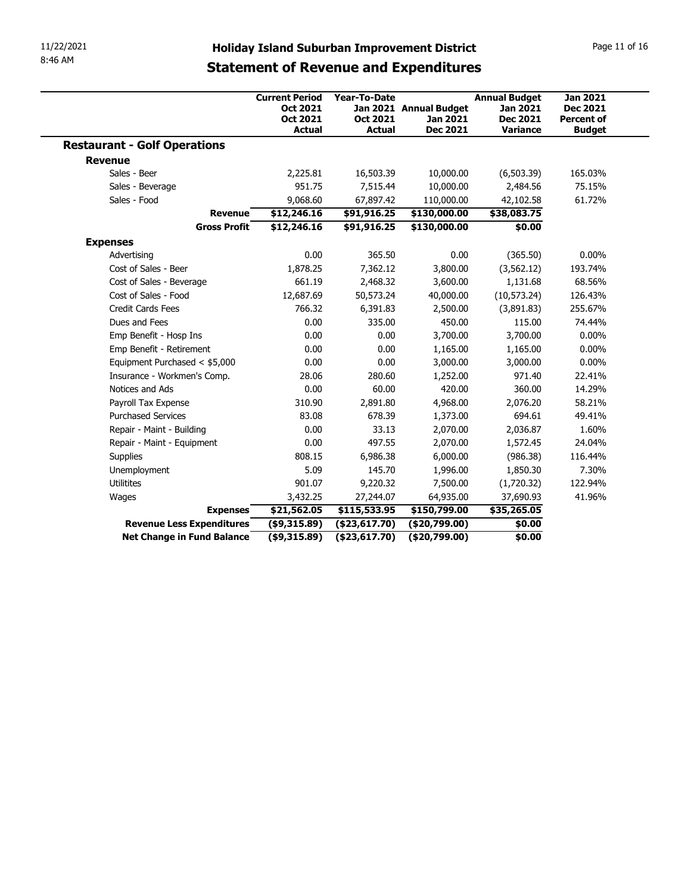11/22/2021
8:46 AM

# Holiday Island Suburban Improvement District

## Statement of Revenue and Expenditures

| | Current Period Oct 2021 Oct 2021 Actual | Year-To-Date Jan 2021 Oct 2021 Actual | Annual Budget Jan 2021 Dec 2021 | Annual Budget Jan 2021 Dec 2021 Variance | Jan 2021 Dec 2021 Percent of Budget |
|---|---|---|---|---|---|
| **Restaurant - Golf Operations** | | | | | |
| **Revenue** | | | | | |
| Sales - Beer | 2,225.81 | 16,503.39 | 10,000.00 | (6,503.39) | 165.03% |
| Sales - Beverage | 951.75 | 7,515.44 | 10,000.00 | 2,484.56 | 75.15% |
| Sales - Food | 9,068.60 | 67,897.42 | 110,000.00 | 42,102.58 | 61.72% |
| **Revenue** | **$12,246.16** | **$91,916.25** | **$130,000.00** | **$38,083.75** | |
| **Gross Profit** | **$12,246.16** | **$91,916.25** | **$130,000.00** | **$0.00** | |
| **Expenses** | | | | | |
| Advertising | 0.00 | 365.50 | 0.00 | (365.50) | 0.00% |
| Cost of Sales - Beer | 1,878.25 | 7,362.12 | 3,800.00 | (3,562.12) | 193.74% |
| Cost of Sales - Beverage | 661.19 | 2,468.32 | 3,600.00 | 1,131.68 | 68.56% |
| Cost of Sales - Food | 12,687.69 | 50,573.24 | 40,000.00 | (10,573.24) | 126.43% |
| Credit Cards Fees | 766.32 | 6,391.83 | 2,500.00 | (3,891.83) | 255.67% |
| Dues and Fees | 0.00 | 335.00 | 450.00 | 115.00 | 74.44% |
| Emp Benefit - Hosp Ins | 0.00 | 0.00 | 3,700.00 | 3,700.00 | 0.00% |
| Emp Benefit - Retirement | 0.00 | 0.00 | 1,165.00 | 1,165.00 | 0.00% |
| Equipment Purchased < $5,000 | 0.00 | 0.00 | 3,000.00 | 3,000.00 | 0.00% |
| Insurance - Workmen's Comp. | 28.06 | 280.60 | 1,252.00 | 971.40 | 22.41% |
| Notices and Ads | 0.00 | 60.00 | 420.00 | 360.00 | 14.29% |
| Payroll Tax Expense | 310.90 | 2,891.80 | 4,968.00 | 2,076.20 | 58.21% |
| Purchased Services | 83.08 | 678.39 | 1,373.00 | 694.61 | 49.41% |
| Repair - Maint - Building | 0.00 | 33.13 | 2,070.00 | 2,036.87 | 1.60% |
| Repair - Maint - Equipment | 0.00 | 497.55 | 2,070.00 | 1,572.45 | 24.04% |
| Supplies | 808.15 | 6,986.38 | 6,000.00 | (986.38) | 116.44% |
| Unemployment | 5.09 | 145.70 | 1,996.00 | 1,850.30 | 7.30% |
| Utilitites | 901.07 | 9,220.32 | 7,500.00 | (1,720.32) | 122.94% |
| Wages | 3,432.25 | 27,244.07 | 64,935.00 | 37,690.93 | 41.96% |
| **Expenses** | **$21,562.05** | **$115,533.95** | **$150,799.00** | **$35,265.05** | |
| **Revenue Less Expenditures** | **($9,315.89)** | **($23,617.70)** | **($20,799.00)** | **$0.00** | |
| **Net Change in Fund Balance** | **($9,315.89)** | **($23,617.70)** | **($20,799.00)** | **$0.00** | |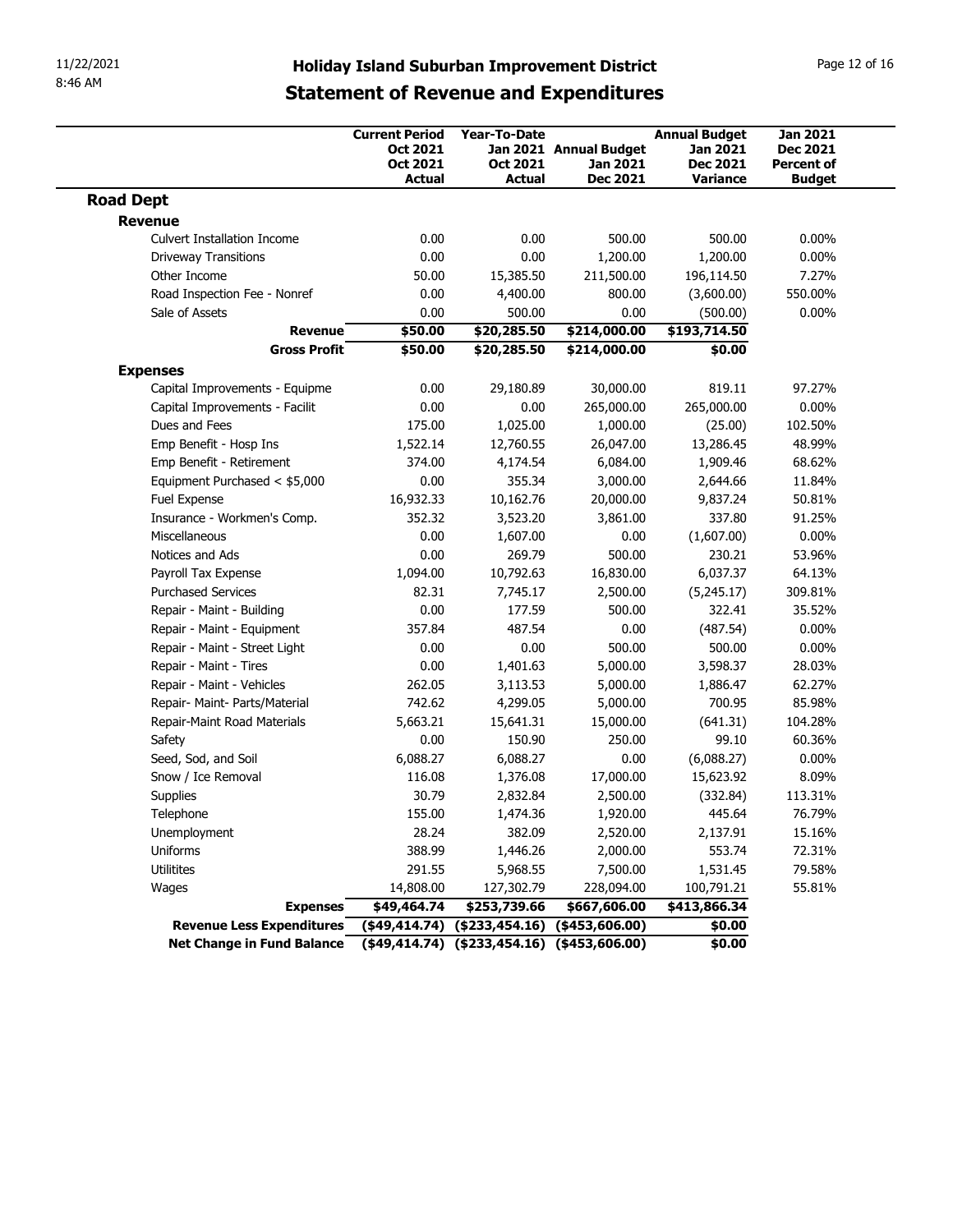# Holiday Island Suburban Improvement District

## Statement of Revenue and Expenditures

| | Current Period Oct 2021 Oct 2021 Actual | Year-To-Date Jan 2021 Oct 2021 Actual | Annual Budget Jan 2021 Dec 2021 | Annual Budget Jan 2021 Dec 2021 Variance | Jan 2021 Dec 2021 Percent of Budget |
|---|---|---|---|---|---|
| **Road Dept** | | | | | |
| **Revenue** | | | | | |
| Culvert Installation Income | 0.00 | 0.00 | 500.00 | 500.00 | 0.00% |
| Driveway Transitions | 0.00 | 0.00 | 1,200.00 | 1,200.00 | 0.00% |
| Other Income | 50.00 | 15,385.50 | 211,500.00 | 196,114.50 | 7.27% |
| Road Inspection Fee - Nonref | 0.00 | 4,400.00 | 800.00 | (3,600.00) | 550.00% |
| Sale of Assets | 0.00 | 500.00 | 0.00 | (500.00) | 0.00% |
| **Revenue** | **$50.00** | **$20,285.50** | **$214,000.00** | **$193,714.50** | |
| **Gross Profit** | **$50.00** | **$20,285.50** | **$214,000.00** | **$0.00** | |
| **Expenses** | | | | | |
| Capital Improvements - Equipme | 0.00 | 29,180.89 | 30,000.00 | 819.11 | 97.27% |
| Capital Improvements - Facilit | 0.00 | 0.00 | 265,000.00 | 265,000.00 | 0.00% |
| Dues and Fees | 175.00 | 1,025.00 | 1,000.00 | (25.00) | 102.50% |
| Emp Benefit - Hosp Ins | 1,522.14 | 12,760.55 | 26,047.00 | 13,286.45 | 48.99% |
| Emp Benefit - Retirement | 374.00 | 4,174.54 | 6,084.00 | 1,909.46 | 68.62% |
| Equipment Purchased < $5,000 | 0.00 | 355.34 | 3,000.00 | 2,644.66 | 11.84% |
| Fuel Expense | 16,932.33 | 10,162.76 | 20,000.00 | 9,837.24 | 50.81% |
| Insurance - Workmen's Comp. | 352.32 | 3,523.20 | 3,861.00 | 337.80 | 91.25% |
| Miscellaneous | 0.00 | 1,607.00 | 0.00 | (1,607.00) | 0.00% |
| Notices and Ads | 0.00 | 269.79 | 500.00 | 230.21 | 53.96% |
| Payroll Tax Expense | 1,094.00 | 10,792.63 | 16,830.00 | 6,037.37 | 64.13% |
| Purchased Services | 82.31 | 7,745.17 | 2,500.00 | (5,245.17) | 309.81% |
| Repair - Maint - Building | 0.00 | 177.59 | 500.00 | 322.41 | 35.52% |
| Repair - Maint - Equipment | 357.84 | 487.54 | 0.00 | (487.54) | 0.00% |
| Repair - Maint - Street Light | 0.00 | 0.00 | 500.00 | 500.00 | 0.00% |
| Repair - Maint - Tires | 0.00 | 1,401.63 | 5,000.00 | 3,598.37 | 28.03% |
| Repair - Maint - Vehicles | 262.05 | 3,113.53 | 5,000.00 | 1,886.47 | 62.27% |
| Repair- Maint- Parts/Material | 742.62 | 4,299.05 | 5,000.00 | 700.95 | 85.98% |
| Repair-Maint Road Materials | 5,663.21 | 15,641.31 | 15,000.00 | (641.31) | 104.28% |
| Safety | 0.00 | 150.90 | 250.00 | 99.10 | 60.36% |
| Seed, Sod, and Soil | 6,088.27 | 6,088.27 | 0.00 | (6,088.27) | 0.00% |
| Snow / Ice Removal | 116.08 | 1,376.08 | 17,000.00 | 15,623.92 | 8.09% |
| Supplies | 30.79 | 2,832.84 | 2,500.00 | (332.84) | 113.31% |
| Telephone | 155.00 | 1,474.36 | 1,920.00 | 445.64 | 76.79% |
| Unemployment | 28.24 | 382.09 | 2,520.00 | 2,137.91 | 15.16% |
| Uniforms | 388.99 | 1,446.26 | 2,000.00 | 553.74 | 72.31% |
| Utilitites | 291.55 | 5,968.55 | 7,500.00 | 1,531.45 | 79.58% |
| Wages | 14,808.00 | 127,302.79 | 228,094.00 | 100,791.21 | 55.81% |
| **Expenses** | **$49,464.74** | **$253,739.66** | **$667,606.00** | **$413,866.34** | |
| **Revenue Less Expenditures** | **($49,414.74)** | **($233,454.16)** | **($453,606.00)** | **$0.00** | |
| **Net Change in Fund Balance** | **($49,414.74)** | **($233,454.16)** | **($453,606.00)** | **$0.00** | |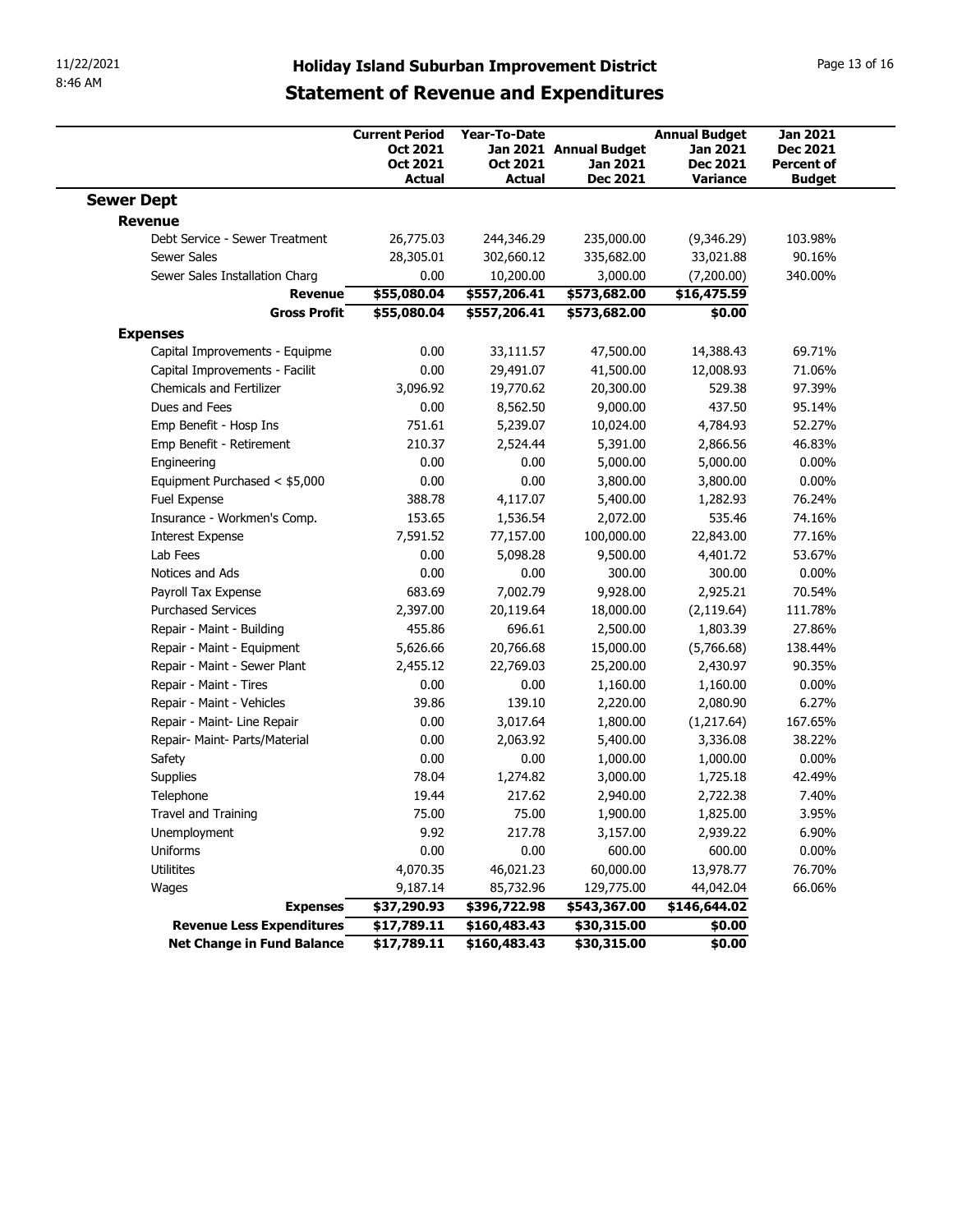# Holiday Island Suburban Improvement District

## Statement of Revenue and Expenditures

| | Current Period Oct 2021 Oct 2021 Actual | Year-To-Date Jan 2021 Oct 2021 Actual | Annual Budget Jan 2021 Dec 2021 | Annual Budget Jan 2021 Dec 2021 Variance | Jan 2021 Dec 2021 Percent of Budget |
|---|---|---|---|---|---|
| **Sewer Dept** | | | | | |
| **Revenue** | | | | | |
| Debt Service - Sewer Treatment | 26,775.03 | 244,346.29 | 235,000.00 | (9,346.29) | 103.98% |
| Sewer Sales | 28,305.01 | 302,660.12 | 335,682.00 | 33,021.88 | 90.16% |
| Sewer Sales Installation Charg | 0.00 | 10,200.00 | 3,000.00 | (7,200.00) | 340.00% |
| **Revenue** | **$55,080.04** | **$557,206.41** | **$573,682.00** | **$16,475.59** | |
| **Gross Profit** | **$55,080.04** | **$557,206.41** | **$573,682.00** | **$0.00** | |
| **Expenses** | | | | | |
| Capital Improvements - Equipme | 0.00 | 33,111.57 | 47,500.00 | 14,388.43 | 69.71% |
| Capital Improvements - Facilit | 0.00 | 29,491.07 | 41,500.00 | 12,008.93 | 71.06% |
| Chemicals and Fertilizer | 3,096.92 | 19,770.62 | 20,300.00 | 529.38 | 97.39% |
| Dues and Fees | 0.00 | 8,562.50 | 9,000.00 | 437.50 | 95.14% |
| Emp Benefit - Hosp Ins | 751.61 | 5,239.07 | 10,024.00 | 4,784.93 | 52.27% |
| Emp Benefit - Retirement | 210.37 | 2,524.44 | 5,391.00 | 2,866.56 | 46.83% |
| Engineering | 0.00 | 0.00 | 5,000.00 | 5,000.00 | 0.00% |
| Equipment Purchased < $5,000 | 0.00 | 0.00 | 3,800.00 | 3,800.00 | 0.00% |
| Fuel Expense | 388.78 | 4,117.07 | 5,400.00 | 1,282.93 | 76.24% |
| Insurance - Workmen's Comp. | 153.65 | 1,536.54 | 2,072.00 | 535.46 | 74.16% |
| Interest Expense | 7,591.52 | 77,157.00 | 100,000.00 | 22,843.00 | 77.16% |
| Lab Fees | 0.00 | 5,098.28 | 9,500.00 | 4,401.72 | 53.67% |
| Notices and Ads | 0.00 | 0.00 | 300.00 | 300.00 | 0.00% |
| Payroll Tax Expense | 683.69 | 7,002.79 | 9,928.00 | 2,925.21 | 70.54% |
| Purchased Services | 2,397.00 | 20,119.64 | 18,000.00 | (2,119.64) | 111.78% |
| Repair - Maint - Building | 455.86 | 696.61 | 2,500.00 | 1,803.39 | 27.86% |
| Repair - Maint - Equipment | 5,626.66 | 20,766.68 | 15,000.00 | (5,766.68) | 138.44% |
| Repair - Maint - Sewer Plant | 2,455.12 | 22,769.03 | 25,200.00 | 2,430.97 | 90.35% |
| Repair - Maint - Tires | 0.00 | 0.00 | 1,160.00 | 1,160.00 | 0.00% |
| Repair - Maint - Vehicles | 39.86 | 139.10 | 2,220.00 | 2,080.90 | 6.27% |
| Repair - Maint- Line Repair | 0.00 | 3,017.64 | 1,800.00 | (1,217.64) | 167.65% |
| Repair- Maint- Parts/Material | 0.00 | 2,063.92 | 5,400.00 | 3,336.08 | 38.22% |
| Safety | 0.00 | 0.00 | 1,000.00 | 1,000.00 | 0.00% |
| Supplies | 78.04 | 1,274.82 | 3,000.00 | 1,725.18 | 42.49% |
| Telephone | 19.44 | 217.62 | 2,940.00 | 2,722.38 | 7.40% |
| Travel and Training | 75.00 | 75.00 | 1,900.00 | 1,825.00 | 3.95% |
| Unemployment | 9.92 | 217.78 | 3,157.00 | 2,939.22 | 6.90% |
| Uniforms | 0.00 | 0.00 | 600.00 | 600.00 | 0.00% |
| Utilitites | 4,070.35 | 46,021.23 | 60,000.00 | 13,978.77 | 76.70% |
| Wages | 9,187.14 | 85,732.96 | 129,775.00 | 44,042.04 | 66.06% |
| **Expenses** | **$37,290.93** | **$396,722.98** | **$543,367.00** | **$146,644.02** | |
| **Revenue Less Expenditures** | **$17,789.11** | **$160,483.43** | **$30,315.00** | **$0.00** | |
| **Net Change in Fund Balance** | **$17,789.11** | **$160,483.43** | **$30,315.00** | **$0.00** | |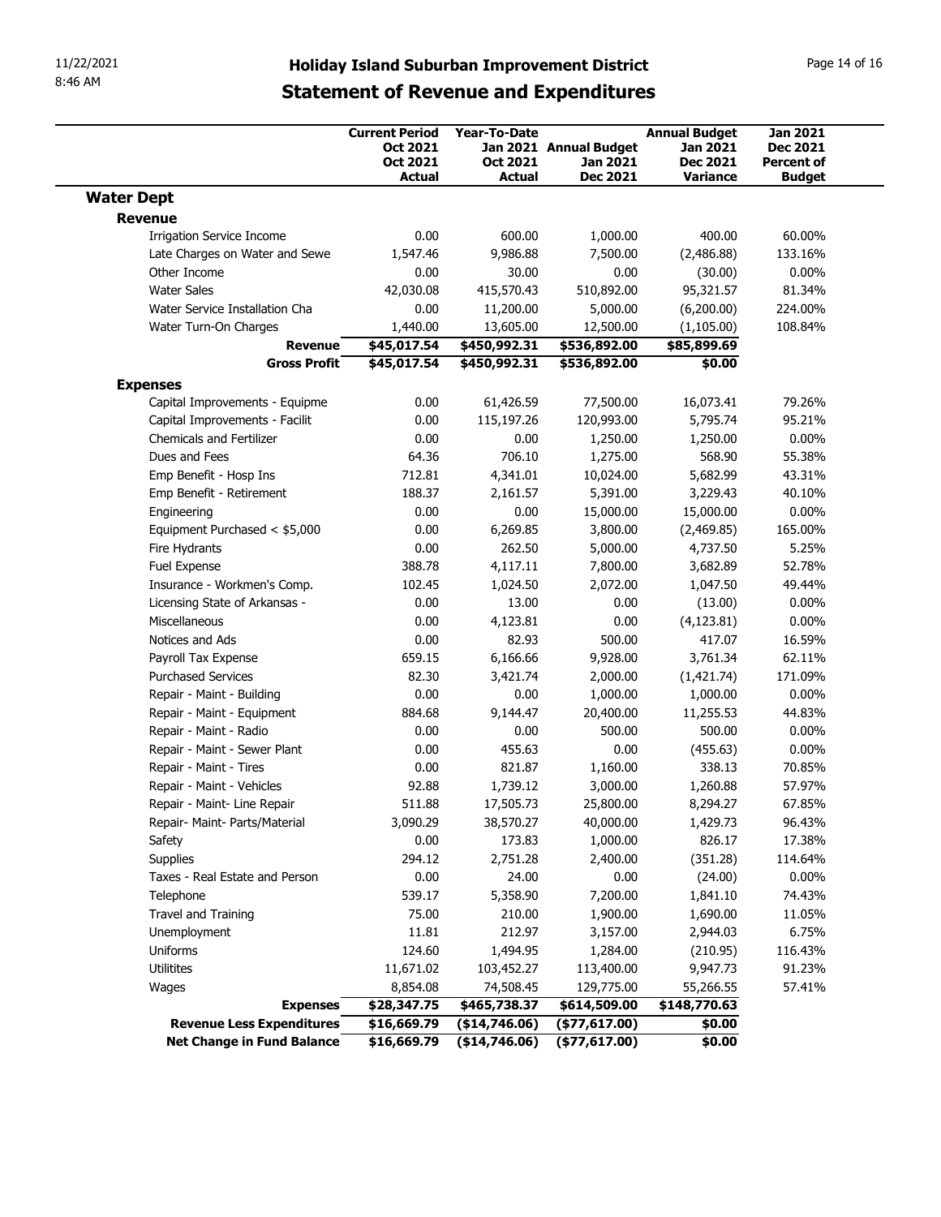# Holiday Island Suburban Improvement District

## Statement of Revenue and Expenditures

| | Current Period Oct 2021 Oct 2021 Actual | Year-To-Date Jan 2021 Oct 2021 Actual | Annual Budget Jan 2021 Dec 2021 | Annual Budget Jan 2021 Dec 2021 Variance | Jan 2021 Dec 2021 Percent of Budget |
|---|---|---|---|---|---|
| **Water Dept** | | | | | |
| **Revenue** | | | | | |
| Irrigation Service Income | 0.00 | 600.00 | 1,000.00 | 400.00 | 60.00% |
| Late Charges on Water and Sewe | 1,547.46 | 9,986.88 | 7,500.00 | (2,486.88) | 133.16% |
| Other Income | 0.00 | 30.00 | 0.00 | (30.00) | 0.00% |
| Water Sales | 42,030.08 | 415,570.43 | 510,892.00 | 95,321.57 | 81.34% |
| Water Service Installation Cha | 0.00 | 11,200.00 | 5,000.00 | (6,200.00) | 224.00% |
| Water Turn-On Charges | 1,440.00 | 13,605.00 | 12,500.00 | (1,105.00) | 108.84% |
| **Revenue** | **$45,017.54** | **$450,992.31** | **$536,892.00** | **$85,899.69** | |
| **Gross Profit** | **$45,017.54** | **$450,992.31** | **$536,892.00** | **$0.00** | |
| **Expenses** | | | | | |
| Capital Improvements - Equipme | 0.00 | 61,426.59 | 77,500.00 | 16,073.41 | 79.26% |
| Capital Improvements - Facilit | 0.00 | 115,197.26 | 120,993.00 | 5,795.74 | 95.21% |
| Chemicals and Fertilizer | 0.00 | 0.00 | 1,250.00 | 1,250.00 | 0.00% |
| Dues and Fees | 64.36 | 706.10 | 1,275.00 | 568.90 | 55.38% |
| Emp Benefit - Hosp Ins | 712.81 | 4,341.01 | 10,024.00 | 5,682.99 | 43.31% |
| Emp Benefit - Retirement | 188.37 | 2,161.57 | 5,391.00 | 3,229.43 | 40.10% |
| Engineering | 0.00 | 0.00 | 15,000.00 | 15,000.00 | 0.00% |
| Equipment Purchased < $5,000 | 0.00 | 6,269.85 | 3,800.00 | (2,469.85) | 165.00% |
| Fire Hydrants | 0.00 | 262.50 | 5,000.00 | 4,737.50 | 5.25% |
| Fuel Expense | 388.78 | 4,117.11 | 7,800.00 | 3,682.89 | 52.78% |
| Insurance - Workmen's Comp. | 102.45 | 1,024.50 | 2,072.00 | 1,047.50 | 49.44% |
| Licensing State of Arkansas - | 0.00 | 13.00 | 0.00 | (13.00) | 0.00% |
| Miscellaneous | 0.00 | 4,123.81 | 0.00 | (4,123.81) | 0.00% |
| Notices and Ads | 0.00 | 82.93 | 500.00 | 417.07 | 16.59% |
| Payroll Tax Expense | 659.15 | 6,166.66 | 9,928.00 | 3,761.34 | 62.11% |
| Purchased Services | 82.30 | 3,421.74 | 2,000.00 | (1,421.74) | 171.09% |
| Repair - Maint - Building | 0.00 | 0.00 | 1,000.00 | 1,000.00 | 0.00% |
| Repair - Maint - Equipment | 884.68 | 9,144.47 | 20,400.00 | 11,255.53 | 44.83% |
| Repair - Maint - Radio | 0.00 | 0.00 | 500.00 | 500.00 | 0.00% |
| Repair - Maint - Sewer Plant | 0.00 | 455.63 | 0.00 | (455.63) | 0.00% |
| Repair - Maint - Tires | 0.00 | 821.87 | 1,160.00 | 338.13 | 70.85% |
| Repair - Maint - Vehicles | 92.88 | 1,739.12 | 3,000.00 | 1,260.88 | 57.97% |
| Repair - Maint- Line Repair | 511.88 | 17,505.73 | 25,800.00 | 8,294.27 | 67.85% |
| Repair- Maint- Parts/Material | 3,090.29 | 38,570.27 | 40,000.00 | 1,429.73 | 96.43% |
| Safety | 0.00 | 173.83 | 1,000.00 | 826.17 | 17.38% |
| Supplies | 294.12 | 2,751.28 | 2,400.00 | (351.28) | 114.64% |
| Taxes - Real Estate and Person | 0.00 | 24.00 | 0.00 | (24.00) | 0.00% |
| Telephone | 539.17 | 5,358.90 | 7,200.00 | 1,841.10 | 74.43% |
| Travel and Training | 75.00 | 210.00 | 1,900.00 | 1,690.00 | 11.05% |
| Unemployment | 11.81 | 212.97 | 3,157.00 | 2,944.03 | 6.75% |
| Uniforms | 124.60 | 1,494.95 | 1,284.00 | (210.95) | 116.43% |
| Utilitites | 11,671.02 | 103,452.27 | 113,400.00 | 9,947.73 | 91.23% |
| Wages | 8,854.08 | 74,508.45 | 129,775.00 | 55,266.55 | 57.41% |
| **Expenses** | **$28,347.75** | **$465,738.37** | **$614,509.00** | **$148,770.63** | |
| **Revenue Less Expenditures** | **$16,669.79** | **($14,746.06)** | **($77,617.00)** | **$0.00** | |
| **Net Change in Fund Balance** | **$16,669.79** | **($14,746.06)** | **($77,617.00)** | **$0.00** | |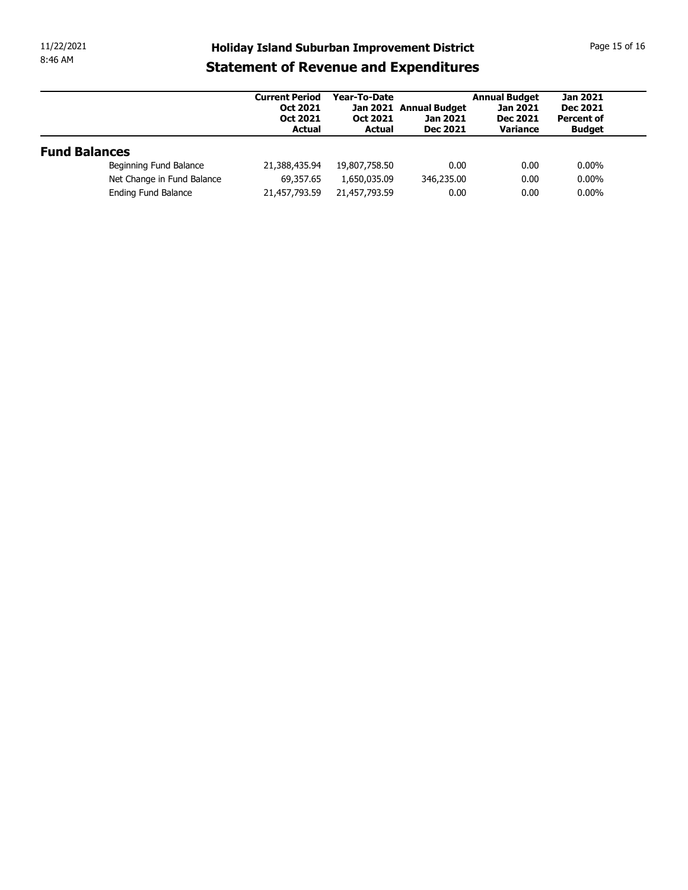# Holiday Island Suburban Improvement District

## Statement of Revenue and Expenditures

| | Current Period Oct 2021 Oct 2021 Actual | Year-To-Date Jan 2021 Oct 2021 Actual | Annual Budget Jan 2021 Dec 2021 | Annual Budget Jan 2021 Dec 2021 Variance | Jan 2021 Dec 2021 Percent of Budget |
|---|---|---|---|---|---|
| **Fund Balances** | | | | | |
| Beginning Fund Balance | 21,388,435.94 | 19,807,758.50 | 0.00 | 0.00 | 0.00% |
| Net Change in Fund Balance | 69,357.65 | 1,650,035.09 | 346,235.00 | 0.00 | 0.00% |
| Ending Fund Balance | 21,457,793.59 | 21,457,793.59 | 0.00 | 0.00 | 0.00% |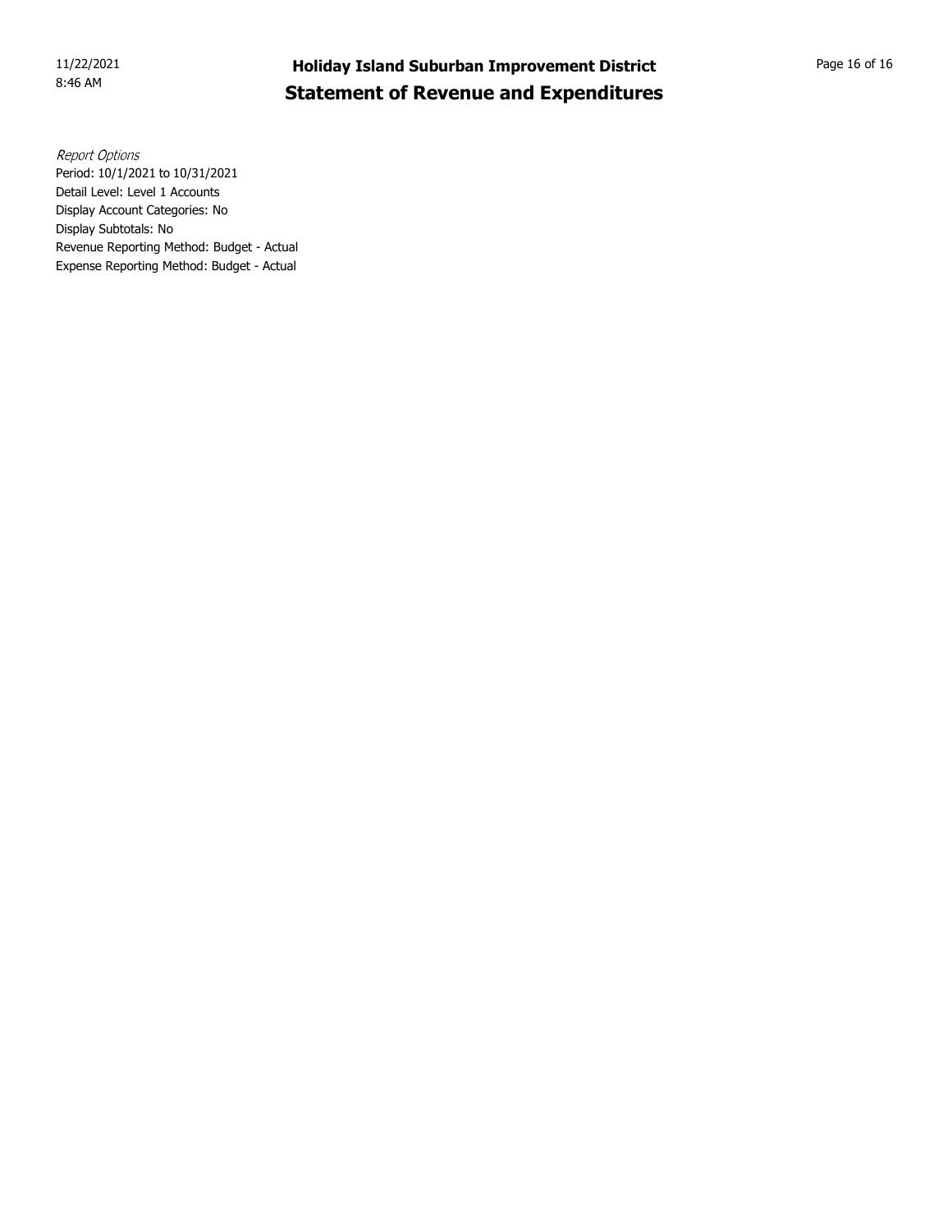*Report Options*

Period: 10/1/2021 to 10/31/2021

Detail Level: Level 1 Accounts

Display Account Categories: No

Display Subtotals: No

Revenue Reporting Method: Budget - Actual

Expense Reporting Method: Budget - Actual